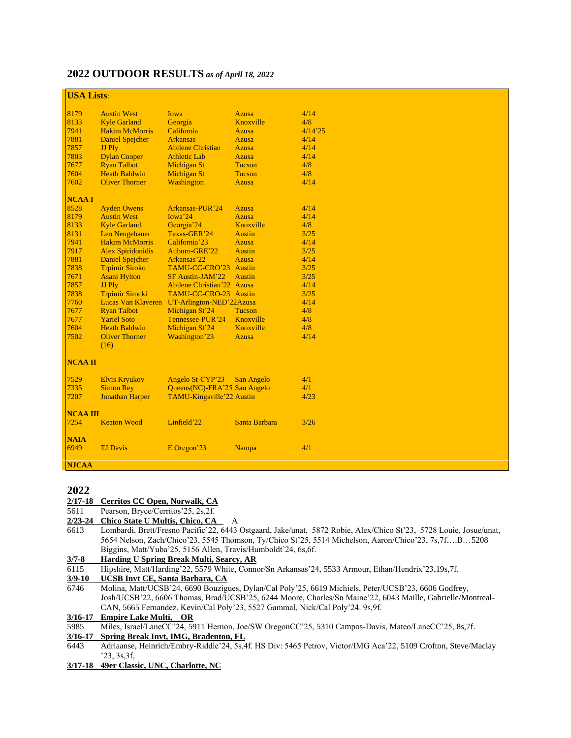## 2022 OUTDOOR RESULTS *as of April 18, 2022*

**USA Lists**:

| | | | | |
|---|---|---|---|---|
| 8179 | Austin West | Iowa | Azusa | 4/14 |
| 8133 | Kyle Garland | Georgia | Knoxville | 4/8 |
| 7941 | Hakim McMorris | California | Azusa | 4/14'25 |
| 7881 | Daniel Spejcher | Arkansas | Azusa | 4/14 |
| 7857 | JJ Ply | Abilene Christian | Azusa | 4/14 |
| 7803 | Dylan Cooper | Athletic Lab | Azusa | 4/14 |
| 7677 | Ryan Talbot | Michigan St | Tucson | 4/8 |
| 7604 | Heath Baldwin | Michigan St | Tucson | 4/8 |
| 7602 | Oliver Thorner | Washington | Azusa | 4/14 |

**NCAA I**

| | | | | |
|---|---|---|---|---|
| 8528 | Ayden Owens | Arkansas-PUR'24 | Azusa | 4/14 |
| 8179 | Austin West | Iowa'24 | Azusa | 4/14 |
| 8133 | Kyle Garland | Georgia'24 | Knoxville | 4/8 |
| 8131 | Leo Neugebauer | Texas-GER'24 | Austin | 3/25 |
| 7941 | Hakim McMorris | California'23 | Azusa | 4/14 |
| 7917 | Alex Spiridonidis | Auburn-GRE'22 | Austin | 3/25 |
| 7881 | Daniel Spejcher | Arkansas'22 | Azusa | 4/14 |
| 7838 | Trpimir Siroko | TAMU-CC-CRO'23 | Austin | 3/25 |
| 7671 | Asani Hylton | SF Austin-JAM'22 | Austin | 3/25 |
| 7857 | JJ Ply | Abilene Christian'22 | Azusa | 4/14 |
| 7838 | Trpimir Sirocki | TAMU-CC-CRO-23 | Austin | 3/25 |
| 7760 | Lucas Van Klaveren | UT-Arlington-NED'22 | Azusa | 4/14 |
| 7677 | Ryan Talbot | Michigan St'24 | Tucson | 4/8 |
| 7677 | Yariel Soto | Tennessee-PUR'24 | Knoxville | 4/8 |
| 7604 | Heath Baldwin | Michigan St'24 | Knoxville | 4/8 |
| 7502 | Oliver Thorner (16) | Washington'23 | Azusa | 4/14 |

**NCAA II**

| | | | | |
|---|---|---|---|---|
| 7529 | Elvis Kryukov | Angelo St-CYP'23 | San Angelo | 4/1 |
| 7335 | Simon Rey | Queens(NC)-FRA'25 | San Angelo | 4/1 |
| 7207 | Jonathan Harper | TAMU-Kingsville'22 | Austin | 4/23 |

**NCAA III**

| | | | | |
|---|---|---|---|---|
| 7254 | Keaton Wood | Linfield'22 | Santa Barbara | 3/26 |

**NAIA**

| | | | | |
|---|---|---|---|---|
| 6949 | TJ Davis | E Oregon'23 | Nampa | 4/1 |

**NJCAA**

## 2022

**2/17-18 Cerritos CC Open, Norwalk, CA**

5611 Pearson, Bryce/Cerritos'25, 2s,2f.

**2/23-24 Chico State U Multis, Chico, CA** A

6613 Lombardi, Brett/Fresno Pacific'22, 6443 Ostgaard, Jake/unat, 5872 Robie, Alex/Chico St'23, 5728 Louie, Josue/unat, 5654 Nelson, Zach/Chico'23, 5545 Thomson, Ty/Chico St'25, 5514 White, Travis/Humboldt'24, 6s,6f.

Wait—

6613 Lombardi, Brett/Fresno Pacific'22, 6443 Ostgaard, Jake/unat, 5872 Robie, Alex/Chico St'23, 5728 Louie, Josue/unat, 5654 Nelson, Zach/Chico'23, 5545 Thomson, Ty/Chico St'25, 5514 Michelson, Aaron/Chico'23, 7s,7f….B…5208 Biggins, Matt/Yuba'25, 5156 Allen, Travis/Humboldt'24, 6s,6f.

**3/7-8 Harding U Spring Break Multi, Searcy, AR**

6115 Hipshire, Matt/Harding'22, 5579 White, Connor/Sn Arkansas'24, 5533 Armour, Ethan/Hendrix'23,19s,7f.

**3/9-10 UCSB Invt CE, Santa Barbara, CA**

6746 Molina, Matt/UCSB'24, 6690 Bouzigues, Dylan/Cal Poly'25, 6619 Michiels, Peter/UCSB'23, 6606 Godfrey, Josh/UCSB'22, 6606 Thomas, Brad/UCSB'25, 6244 Moore, Charles/Sn Maine'22, 6043 Maille, Gabrielle/Montreal-CAN, 5665 Fernandez, Kevin/Cal Poly'23, 5527 Gammal, Nick/Cal Poly'24. 9s,9f.

**3/16-17 Empire Lake Multi, OR**

5985 Miles, Israel/LaneCC'24, 5911 Hernon, Joe/SW OregonCC'25, 5310 Campos-Davis, Mateo/LaneCC'25, 8s,7f.

**3/16-17 Spring Break Invt, IMG, Bradenton, FL**

6443 Adriaanse, Heinrich/Embry-Riddle'24, 5s,4f. HS Div: 5465 Petrov, Victor/IMG Aca'22, 5109 Crofton, Steve/Maclay '23, 3s,3f,

**3/17-18 49er Classic, UNC, Charlotte, NC**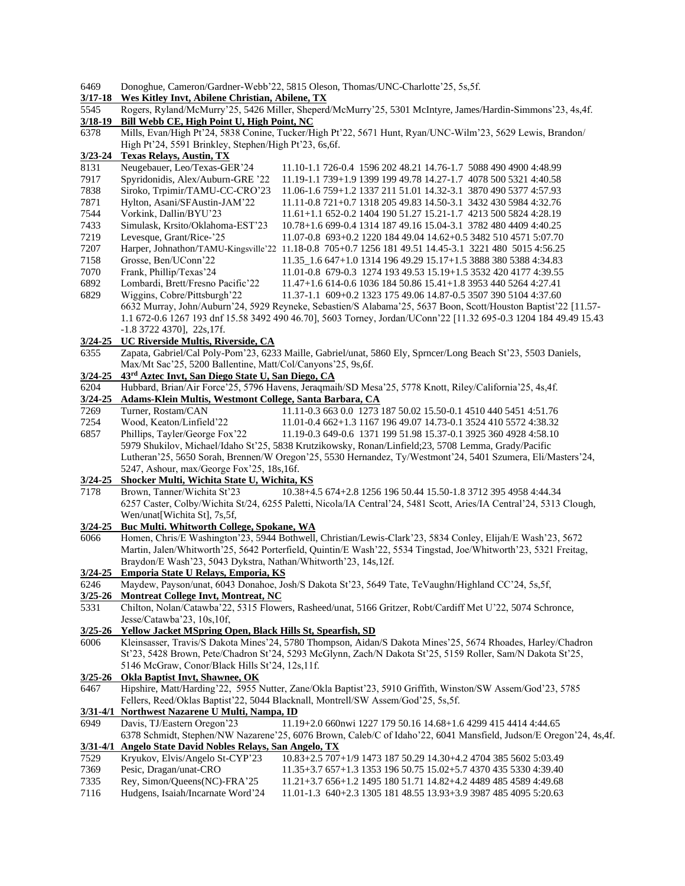6469 Donoghue, Cameron/Gardner-Webb'22, 5815 Oleson, Thomas/UNC-Charlotte'25, 5s,5f.

**3/17-18 Wes Kitley Invt, Abilene Christian, Abilene, TX**

5545 Rogers, Ryland/McMurry'25, 5426 Miller, Sheperd/McMurry'25, 5301 McIntyre, James/Hardin-Simmons'23, 4s,4f.

**3/18-19 Bill Webb CE, High Point U, High Point, NC**

6378 Mills, Evan/High Pt'24, 5838 Conine, Tucker/High Pt'22, 5671 Hunt, Ryan/UNC-Wilm'23, 5629 Lewis, Brandon/High Pt'24, 5591 Brinkley, Stephen/High Pt'23, 6s,6f.

**3/23-24 Texas Relays, Austin, TX**

| | | |
|---|---|---|
| 8131 | Neugebauer, Leo/Texas-GER'24 | 11.10-1.1 726-0.4 1596 202 48.21 14.76-1.7 5088 490 4900 4:48.99 |
| 7917 | Spyridonidis, Alex/Auburn-GRE '22 | 11.19-1.1 739+1.9 1399 199 49.78 14.27-1.7 4078 500 5321 4:40.58 |
| 7838 | Siroko, Trpimir/TAMU-CC-CRO'23 | 11.06-1.6 759+1.2 1337 211 51.01 14.32-3.1 3870 490 5377 4:57.93 |
| 7871 | Hylton, Asani/SFAustin-JAM'22 | 11.11-0.8 721+0.7 1318 205 49.83 14.50-3.1 3432 430 5984 4:32.76 |
| 7544 | Vorkink, Dallin/BYU'23 | 11.61+1.1 652-0.2 1404 190 51.27 15.21-1.7 4213 500 5824 4:28.19 |
| 7433 | Simulask, Krsito/Oklahoma-EST'23 | 10.78+1.6 699-0.4 1314 187 49.16 15.04-3.1 3782 480 4409 4:40.25 |
| 7219 | Levesque, Grant/Rice-'25 | 11.07-0.8 693+0.2 1220 184 49.04 14.62+0.5 3482 510 4571 5:07.70 |
| 7207 | Harper, Johnathon/TAMU-Kingsville'22 | 11.18-0.8 705+0.7 1256 181 49.51 14.45-3.1 3221 480 5015 4:56.25 |
| 7158 | Grosse, Ben/UConn'22 | 11.35_1.6 647+1.0 1314 196 49.29 15.17+1.5 3888 380 5388 4:34.83 |
| 7070 | Frank, Phillip/Texas'24 | 11.01-0.8 679-0.3 1274 193 49.53 15.19+1.5 3532 420 4177 4:39.55 |
| 6892 | Lombardi, Brett/Fresno Pacific'22 | 11.47+1.6 614-0.6 1036 184 50.86 15.41+1.8 3953 440 5264 4:27.41 |
| 6829 | Wiggins, Cobre/Pittsburgh'22 | 11.37-1.1 609+0.2 1323 175 49.06 14.87-0.5 3507 390 5104 4:37.60 |

6632 Murray, John/Auburn'24, 5929 Reyneke, Sebastien/S Alabama'25, 5637 Boon, Scott/Houston Baptist'22 [11.57-1.1 672-0.6 1267 193 dnf 15.58 3492 490 46.70], 5603 Torney, Jordan/UConn'22 [11.32 695-0.3 1204 184 49.49 15.43 -1.8 3722 4370], 22s,17f.

**3/24-25 UC Riverside Multis, Riverside, CA**

6355 Zapata, Gabriel/Cal Poly-Pom'23, 6233 Maille, Gabriel/unat, 5860 Ely, Sprncer/Long Beach St'23, 5503 Daniels, Max/Mt Sac'25, 5200 Ballentine, Matt/Col/Canyons'25, 9s,6f.

**3/24-25 43rd Aztec Invt, San Diego State U, San Diego, CA**

6204 Hubbard, Brian/Air Force'25, 5796 Havens, Jeraqmaih/SD Mesa'25, 5778 Knott, Riley/California'25, 4s,4f.

**3/24-25 Adams-Klein Multis, Westmont College, Santa Barbara, CA**

| | | |
|---|---|---|
| 7269 | Turner, Rostam/CAN | 11.11-0.3 663 0.0 1273 187 50.02 15.50-0.1 4510 440 5451 4:51.76 |
| 7254 | Wood, Keaton/Linfield'22 | 11.01-0.4 662+1.3 1167 196 49.07 14.73-0.1 3524 410 5572 4:38.32 |
| 6857 | Phillips, Tayler/George Fox'22 | 11.19-0.3 649-0.6 1371 199 51.98 15.37-0.1 3925 360 4928 4:58.10 |

5979 Shukilov, Michael/Idaho St'25, 5838 Krutzikowsky, Ronan/Linfield;23, 5708 Lemma, Grady/Pacific Lutheran'25, 5650 Sorah, Brennen/W Oregon'25, 5530 Hernandez, Ty/Westmont'24, 5401 Szumera, Eli/Masters'24, 5247, Ashour, max/George Fox'25, 18s,16f.

**3/24-25 Shocker Multi, Wichita State U, Wichita, KS**

| | | |
|---|---|---|
| 7178 | Brown, Tanner/Wichita St'23 | 10.38+4.5 674+2.8 1256 196 50.44 15.50-1.8 3712 395 4958 4:44.34 |

6257 Caster, Colby/Wichita St/24, 6255 Paletti, Nicola/IA Central'24, 5481 Scott, Aries/IA Central'24, 5313 Clough, Wen/unat[Wichita St], 7s,5f,

**3/24-25 Buc Multi. Whitworth College, Spokane, WA**

6066 Homen, Chris/E Washington'23, 5944 Bothwell, Christian/Lewis-Clark'23, 5834 Conley, Elijah/E Wash'23, 5672 Martin, Jalen/Whitworth'25, 5642 Porterfield, Quintin/E Wash'22, 5534 Tingstad, Joe/Whitworth'23, 5321 Freitag, Braydon/E Wash'23, 5043 Dykstra, Nathan/Whitworth'23, 14s,12f.

**3/24-25 Emporia State U Relays, Emporia, KS**

6246 Maydew, Payson/unat, 6043 Donahoe, Josh/S Dakota St'23, 5649 Tate, TeVaughn/Highland CC'24, 5s,5f,

**3/25-26 Montreat College Invt, Montreat, NC**

5331 Chilton, Nolan/Catawba'22, 5315 Flowers, Rasheed/unat, 5166 Gritzer, Robt/Cardiff Met U'22, 5074 Schronce, Jesse/Catawba'23, 10s,10f,

**3/25-26 Yellow Jacket MSpring Open, Black Hills St, Spearfish, SD**

6006 Kleinsasser, Travis/S Dakota Mines'24, 5780 Thompson, Aidan/S Dakota Mines'25, 5674 Rhoades, Harley/Chadron St'23, 5428 Brown, Pete/Chadron St'24, 5293 McGlynn, Zach/N Dakota St'25, 5159 Roller, Sam/N Dakota St'25, 5146 McGraw, Conor/Black Hills St'24, 12s,11f.

**3/25-26 Okla Baptist Invt, Shawnee, OK**

6467 Hipshire, Matt/Harding'22, 5955 Nutter, Zane/Okla Baptist'23, 5910 Griffith, Winston/SW Assem/God'23, 5785 Fellers, Reed/Oklas Baptist'22, 5044 Blacknall, Montrell/SW Assem/God'25, 5s,5f.

**3/31-4/1 Northwest Nazarene U Multi, Nampa, ID**

| | | |
|---|---|---|
| 6949 | Davis, TJ/Eastern Oregon'23 | 11.19+2.0 660nwi 1227 179 50.16 14.68+1.6 4299 415 4414 4:44.65 |

6378 Schmidt, Stephen/NW Nazarene'25, 6076 Brown, Caleb/C of Idaho'22, 6041 Mansfield, Judson/E Oregon'24, 4s,4f.

**3/31-4/1 Angelo State David Nobles Relays, San Angelo, TX**

| | | |
|---|---|---|
| 7529 | Kryukov, Elvis/Angelo St-CYP'23 | 10.83+2.5 707+1/9 1473 187 50.29 14.30+4.2 4704 385 5602 5:03.49 |
| 7369 | Pesic, Dragan/unat-CRO | 11.35+3.7 657+1.3 1353 196 50.75 15.02+5.7 4370 435 5330 4:39.40 |
| 7335 | Rey, Simon/Queens(NC)-FRA'25 | 11.21+3.7 656+1.2 1495 180 51.71 14.82+4.2 4489 485 4589 4:49.68 |
| 7116 | Hudgens, Isaiah/Incarnate Word'24 | 11.01-1.3 640+2.3 1305 181 48.55 13.93+3.9 3987 485 4095 5:20.63 |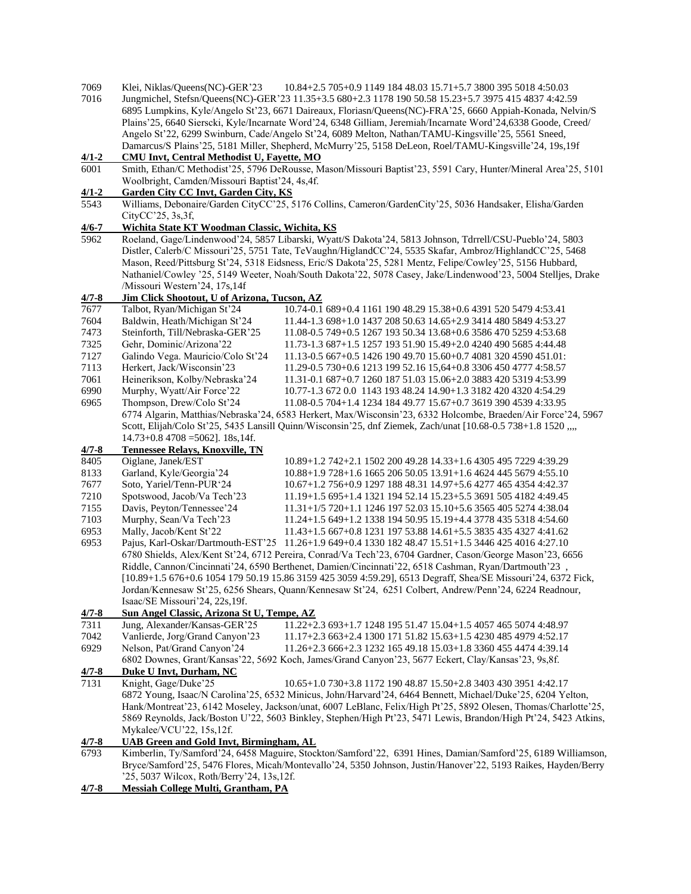7069 Klei, Niklas/Queens(NC)-GER'23 10.84+2.5 705+0.9 1149 184 48.03 15.71+5.7 3800 395 5018 4:50.03

7016 Jungmichel, Stefsn/Queens(NC)-GER'23 11.35+3.5 680+2.3 1178 190 50.58 15.23+5.7 3975 415 4837 4:42.59

6895 Lumpkins, Kyle/Angelo St'23, 6671 Daireaux, Floriasn/Queens(NC)-FRA'25, 6660 Appiah-Konada, Nelvin/S Plains'25, 6640 Sierscki, Kyle/Incarnate Word'24, 6348 Gilliam, Jeremiah/Incarnate Word'24,6338 Goode, Creed/ Angelo St'22, 6299 Swinburn, Cade/Angelo St'24, 6089 Melton, Nathan/TAMU-Kingsville'25, 5561 Sneed, Damarcus/S Plains'25, 5181 Miller, Shepherd, McMurry'25, 5158 DeLeon, Roel/TAMU-Kingsville'24, 19s,19f

**4/1-2 CMU Invt, Central Methodist U, Fayette, MO**

6001 Smith, Ethan/C Methodist'25, 5796 DeRousse, Mason/Missouri Baptist'23, 5591 Cary, Hunter/Mineral Area'25, 5101 Woolbright, Camden/Missouri Baptist'24, 4s,4f.

**4/1-2 Garden City CC Invt, Garden City, KS**

5543 Williams, Debonaire/Garden CityCC'25, 5176 Collins, Cameron/GardenCity'25, 5036 Handsaker, Elisha/Garden CityCC'25, 3s,3f,

**4/6-7 Wichita State KT Woodman Classic, Wichita, KS**

5962 Roeland, Gage/Lindenwood'24, 5857 Libarski, Wyatt/S Dakota'24, 5813 Johnson, Tdrrell/CSU-Pueblo'24, 5803 Distler, Calerb/C Missouri'25, 5751 Tate, TeVaughn/HiglandCC'24, 5535 Skafar, Ambroz/HighlandCC'25, 5468 Mason, Reed/Pittsburg St'24, 5318 Eidsness, Eric/S Dakota'25, 5281 Mentz, Felipe/Cowley'25, 5156 Hubbard, Nathaniel/Cowley '25, 5149 Weeter, Noah/South Dakota'22, 5078 Casey, Jake/Lindenwood'23, 5004 Stelljes, Drake /Missouri Western'24, 17s,14f

**4/7-8 Jim Click Shootout, U of Arizona, Tucson, AZ**

7677 Talbot, Ryan/Michigan St'24 10.74-0.1 689+0.4 1161 190 48.29 15.38+0.6 4391 520 5479 4:53.41

7604 Baldwin, Heath/Michigan St'24 11.44-1.3 698+1.0 1437 208 50.63 14.65+2.9 3414 480 5849 4:53.27

7473 Steinforth, Till/Nebraska-GER'25 11.08-0.5 749+0.5 1267 193 50.34 13.68+0.6 3586 470 5259 4:53.68

7325 Gehr, Dominic/Arizona'22 11.73-1.3 687+1.5 1257 193 51.90 15.49+2.0 4240 490 5685 4:44.48

7127 Galindo Vega. Mauricio/Colo St'24 11.13-0.5 667+0.5 1426 190 49.70 15.60+0.7 4081 320 4590 451.01:

7113 Herkert, Jack/Wisconsin'23 11.29-0.5 730+0.6 1213 199 52.16 15,64+0.8 3306 450 4777 4:58.57

7061 Heinerikson, Kolby/Nebraska'24 11.31-0.1 687+0.7 1260 187 51.03 15.06+2.0 3883 420 5319 4:53.99

6990 Murphy, Wyatt/Air Force'22 10.77-1.3 672 0.0 1143 193 48.24 14.90+1.3 3182 420 4320 4:54.29

6965 Thompson, Drew/Colo St'24 11.08-0.5 704+1.4 1234 184 49.77 15.67+0.7 3619 390 4539 4:33.95

6774 Algarin, Matthias/Nebraska'24, 6583 Herkert, Max/Wisconsin'23, 6332 Holcombe, Braeden/Air Force'24, 5967 Scott, Elijah/Colo St'25, 5435 Lansill Quinn/Wisconsin'25, dnf Ziemek, Zach/unat [10.68-0.5 738+1.8 1520 ,,,, 14.73+0.8 4708 =5062]. 18s,14f.

**4/7-8 Tennessee Relays, Knoxville, TN**

8405 Oiglane, Janek/EST 10.89+1.2 742+2.1 1502 200 49.28 14.33+1.6 4305 495 7229 4:39.29

8133 Garland, Kyle/Georgia'24 10.88+1.9 728+1.6 1665 206 50.05 13.91+1.6 4624 445 5679 4:55.10

7677 Soto, Yariel/Tenn-PUR'24 10.67+1.2 756+0.9 1297 188 48.31 14.97+5.6 4277 465 4354 4:42.37

7210 Spotswood, Jacob/Va Tech'23 11.19+1.5 695+1.4 1321 194 52.14 15.23+5.5 3691 505 4182 4:49.45

7155 Davis, Peyton/Tennessee'24 11.31+1/5 720+1.1 1246 197 52.03 15.10+5.6 3565 405 5274 4:38.04

7103 Murphy, Sean/Va Tech'23 11.24+1.5 649+1.2 1338 194 50.95 15.19+4.4 3778 435 5318 4:54.60

6953 Mally, Jacob/Kent St'22 11.43+1.5 667+0.8 1231 197 53.88 14.61+5.5 3835 435 4327 4:41.62

6953 Pajus, Karl-Oskar/Dartmouth-EST'25 11.26+1.9 649+0.4 1330 182 48.47 15.51+1.5 3446 425 4016 4:27.10

6780 Shields, Alex/Kent St'24, 6712 Pereira, Conrad/Va Tech'23, 6704 Gardner, Cason/George Mason'23, 6656 Riddle, Cannon/Cincinnati'24, 6590 Berthenet, Damien/Cincinnati'22, 6518 Cashman, Ryan/Dartmouth'23 , [10.89+1.5 676+0.6 1054 179 50.19 15.86 3159 425 3059 4:59.29], 6513 Degraff, Shea/SE Missouri'24, 6372 Fick, Jordan/Kennesaw St'25, 6256 Shears, Quann/Kennesaw St'24, 6251 Colbert, Andrew/Penn'24, 6224 Readnour, Isaac/SE Missouri'24, 22s,19f.

**4/7-8 Sun Angel Classic, Arizona St U, Tempe, AZ**

7311 Jung, Alexander/Kansas-GER'25 11.22+2.3 693+1.7 1248 195 51.47 15.04+1.5 4057 465 5074 4:48.97

7042 Vanlierde, Jorg/Grand Canyon'23 11.17+2.3 663+2.4 1300 171 51.82 15.63+1.5 4230 485 4979 5:52.17

6929 Nelson, Pat/Grand Canyon'24 11.26+2.3 666+2.3 1232 165 49.18 15.03+1.8 3360 455 4474 4:39.14

6802 Downes, Grant/Kansas'22, 5692 Koch, James/Grand Canyon'23, 5677 Eckert, Clay/Kansas'23, 9s,8f.

**4/7-8 Duke U Invt, Durham, NC**

7131 Knight, Gage/Duke'25 10.65+1.0 730+3.8 1172 190 48.87 15.50+2.8 3403 430 3951 4:42.17

6872 Young, Isaac/N Carolina'25, 6532 Minicus, John/Harvard'24, 6464 Bennett, Michael/Duke'25, 6204 Yelton, Hank/Montreat'23, 6142 Moseley, Jackson/unat, 6007 LeBlanc, Felix/High Pt'25, 5892 Olesen, Thomas/Charlotte'25, 5869 Reynolds, Jack/Boston U'22, 5603 Binkley, Stephen/High Pt'23, 5471 Lewis, Brandon/High Pt'24, 5423 Atkins, Mykalee/VCU'22, 15s,12f.

**4/7-8 UAB Green and Gold Invt, Birmingham, AL**

6793 Kimberlin, Ty/Samford'24, 6458 Maguire, Stockton/Samford'22, 6391 Hines, Damian/Samford'25, 6189 Williamson, Bryce/Samford'25, 5476 Flores, Micah/Montevallo'24, 5350 Johnson, Justin/Hanover'22, 5193 Raikes, Hayden/Berry '25, 5037 Wilcox, Roth/Berry'24, 13s,12f.

**4/7-8 Messiah College Multi, Grantham, PA**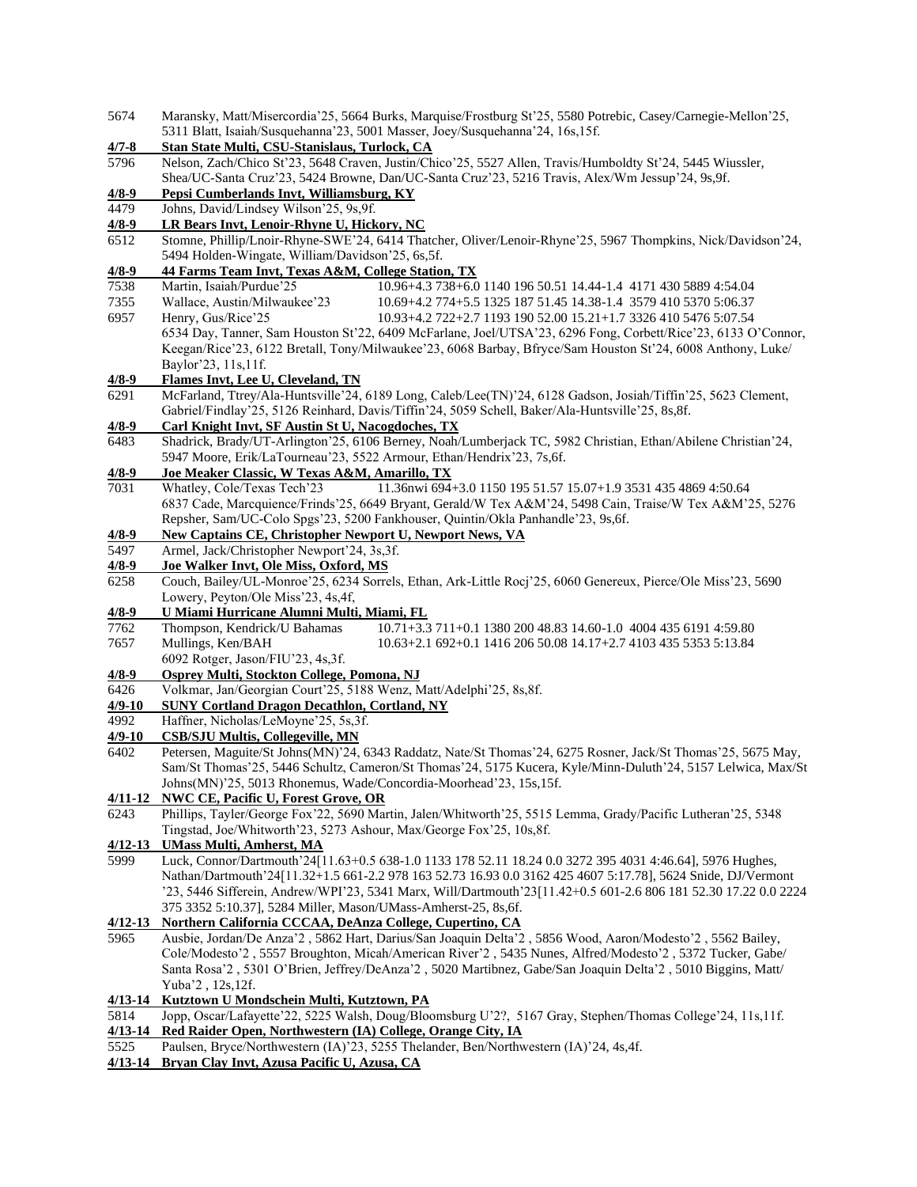5674 Maransky, Matt/Misercordia'25, 5664 Burks, Marquise/Frostburg St'25, 5580 Potrebic, Casey/Carnegie-Mellon'25, 5311 Blatt, Isaiah/Susquehanna'23, 5001 Masser, Joey/Susquehanna'24, 16s,15f.

**4/7-8 Stan State Multi, CSU-Stanislaus, Turlock, CA**

5796 Nelson, Zach/Chico St'23, 5648 Craven, Justin/Chico'25, 5527 Allen, Travis/Humboldt St'24, 5445 Wiussler, Shea/UC-Santa Cruz'23, 5424 Browne, Dan/UC-Santa Cruz'23, 5216 Travis, Alex/Wm Jessup'24, 9s,9f.

**4/8-9 Pepsi Cumberlands Invt, Williamsburg, KY**

4479 Johns, David/Lindsey Wilson'25, 9s,9f.

**4/8-9 LR Bears Invt, Lenoir-Rhyne U, Hickory, NC**

6512 Stomne, Phillip/Lnoir-Rhyne-SWE'24, 6414 Thatcher, Oliver/Lenoir-Rhyne'25, 5967 Thompkins, Nick/Davidson'24, 5494 Holden-Wingate, William/Davidson'25, 6s,5f.

**4/8-9 44 Farms Team Invt, Texas A&M, College Station, TX**

7538 Martin, Isaiah/Purdue'25 10.96+4.3 738+6.0 1140 196 50.51 14.44-1.4 4171 430 5889 4:54.04
7355 Wallace, Austin/Milwaukee'23 10.69+4.2 774+5.5 1325 187 51.45 14.38-1.4 3579 410 5370 5:06.37
6957 Henry, Gus/Rice'25 10.93+4.2 722+2.7 1193 190 52.00 15.21+1.7 3326 410 5476 5:07.54
6534 Day, Tanner, Sam Houston St'22, 6409 McFarlane, Joel/UTSA'23, 6296 Fong, Corbett/Rice'23, 6133 O'Connor, Keegan/Rice'23, 6122 Bretall, Tony/Milwaukee'23, 6068 Barbay, Bfryce/Sam Houston St'24, 6008 Anthony, Luke/ Baylor'23, 11s,11f.

**4/8-9 Flames Invt, Lee U, Cleveland, TN**

6291 McFarland, Ttrey/Ala-Huntsville'24, 6189 Long, Caleb/Lee(TN)'24, 6128 Gadson, Josiah/Tiffin'25, 5623 Clement, Gabriel/Findlay'25, 5126 Reinhard, Davis/Tiffin'24, 5059 Schell, Baker/Ala-Huntsville'25, 8s,8f.

**4/8-9 Carl Knight Invt, SF Austin St U, Nacogdoches, TX**

6483 Shadrick, Brady/UT-Arlington'25, 6106 Berney, Noah/Lumberjack TC, 5982 Christian, Ethan/Abilene Christian'24, 5947 Moore, Erik/LaTourneau'23, 5522 Armour, Ethan/Hendrix'23, 7s,6f.

**4/8-9 Joe Meaker Classic, W Texas A&M, Amarillo, TX**

7031 Whatley, Cole/Texas Tech'23 11.36nwi 694+3.0 1150 195 51.57 15.07+1.9 3531 435 4869 4:50.64
6837 Cade, Marcquience/Frinds'25, 6649 Bryant, Gerald/W Tex A&M'24, 5498 Cain, Traise/W Tex A&M'25, 5276 Repsher, Sam/UC-Colo Spgs'23, 5200 Fankhouser, Quintin/Okla Panhandle'23, 9s,6f.

**4/8-9 New Captains CE, Christopher Newport U, Newport News, VA**

5497 Armel, Jack/Christopher Newport'24, 3s,3f.

**4/8-9 Joe Walker Invt, Ole Miss, Oxford, MS**

6258 Couch, Bailey/UL-Monroe'25, 6234 Sorrels, Ethan, Ark-Little Rocj'25, 6060 Genereux, Pierce/Ole Miss'23, 5690 Lowery, Peyton/Ole Miss'23, 4s,4f,

**4/8-9 U Miami Hurricane Alumni Multi, Miami, FL**

7762 Thompson, Kendrick/U Bahamas 10.71+3.3 711+0.1 1380 200 48.83 14.60-1.0 4004 435 6191 4:59.80
7657 Mullings, Ken/BAH 10.63+2.1 692+0.1 1416 206 50.08 14.17+2.7 4103 435 5353 5:13.84
6092 Rotger, Jason/FIU'23, 4s,3f.

**4/8-9 Osprey Multi, Stockton College, Pomona, NJ**

6426 Volkmar, Jan/Georgian Court'25, 5188 Wenz, Matt/Adelphi'25, 8s,8f.

**4/9-10 SUNY Cortland Dragon Decathlon, Cortland, NY**

4992 Haffner, Nicholas/LeMoyne'25, 5s,3f.

**4/9-10 CSB/SJU Multis, Collegeville, MN**

6402 Petersen, Maguite/St Johns(MN)'24, 6343 Raddatz, Nate/St Thomas'24, 6275 Rosner, Jack/St Thomas'25, 5675 May, Sam/St Thomas'25, 5446 Schultz, Cameron/St Thomas'24, 5175 Kucera, Kyle/Minn-Duluth'24, 5157 Lelwica, Max/St Johns(MN)'25, 5013 Rhonemus, Wade/Concordia-Moorhead'23, 15s,15f.

**4/11-12 NWC CE, Pacific U, Forest Grove, OR**

6243 Phillips, Tayler/George Fox'22, 5690 Martin, Jalen/Whitworth'25, 5515 Lemma, Grady/Pacific Lutheran'25, 5348 Tingstad, Joe/Whitworth'23, 5273 Ashour, Max/George Fox'25, 10s,8f.

**4/12-13 UMass Multi, Amherst, MA**

5999 Luck, Connor/Dartmouth'24[11.63+0.5 638-1.0 1133 178 52.11 18.24 0.0 3272 395 4031 4:46.64], 5976 Hughes, Nathan/Dartmouth'24[11.32+1.5 661-2.2 978 163 52.73 16.93 0.0 3162 425 4607 5:17.78], 5624 Snide, DJ/Vermont '23, 5446 Sifferein, Andrew/WPI'23, 5341 Marx, Will/Dartmouth'23[11.42+0.5 601-2.6 806 181 52.30 17.22 0.0 2224 375 3352 5:10.37], 5284 Miller, Mason/UMass-Amherst-25, 8s,6f.

**4/12-13 Northern California CCCAA, DeAnza College, Cupertino, CA**

5965 Ausbie, Jordan/De Anza'2 , 5862 Hart, Darius/San Joaquin Delta'2 , 5856 Wood, Aaron/Modesto'2 , 5562 Bailey, Cole/Modesto'2 , 5557 Broughton, Micah/American River'2 , 5435 Nunes, Alfred/Modesto'2 , 5372 Tucker, Gabe/ Santa Rosa'2 , 5301 O'Brien, Jeffrey/DeAnza'2 , 5020 Martibnez, Gabe/San Joaquin Delta'2 , 5010 Biggins, Matt/ Yuba'2 , 12s,12f.

**4/13-14 Kutztown U Mondschein Multi, Kutztown, PA**

5814 Jopp, Oscar/Lafayette'22, 5225 Walsh, Doug/Bloomsburg U'2?, 5167 Gray, Stephen/Thomas College'24, 11s,11f.

**4/13-14 Red Raider Open, Northwestern (IA) College, Orange City, IA**

5525 Paulsen, Bryce/Northwestern (IA)'23, 5255 Thelander, Ben/Northwestern (IA)'24, 4s,4f.

**4/13-14 Bryan Clay Invt, Azusa Pacific U, Azusa, CA**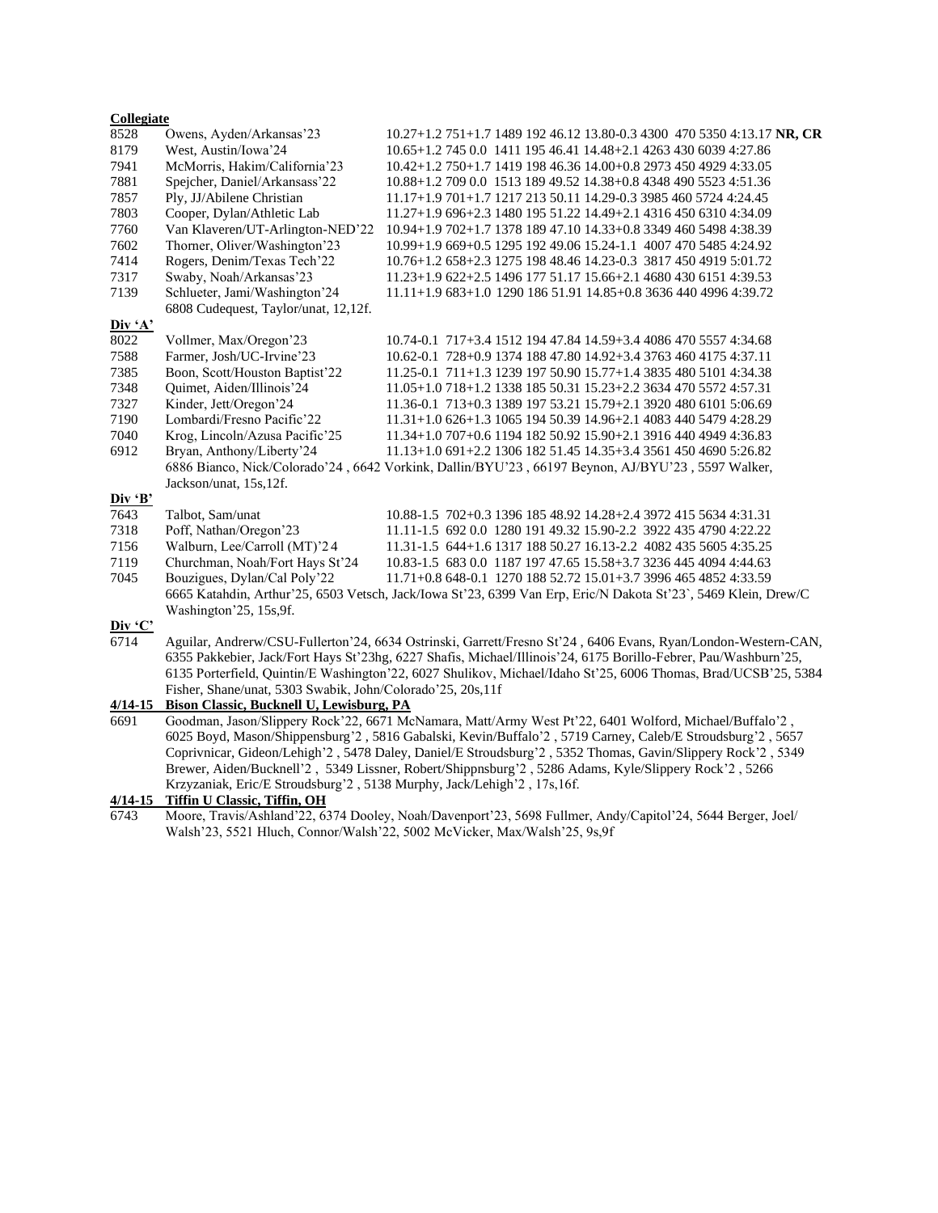**Collegiate**

| | | |
|---|---|---|
| 8528 | Owens, Ayden/Arkansas'23 | 10.27+1.2 751+1.7 1489 192 46.12 13.80-0.3 4300 470 5350 4:13.17 **NR, CR** |
| 8179 | West, Austin/Iowa'24 | 10.65+1.2 745 0.0 1411 195 46.41 14.48+2.1 4263 430 6039 4:27.86 |
| 7941 | McMorris, Hakim/California'23 | 10.42+1.2 750+1.7 1419 198 46.36 14.00+0.8 2973 450 4929 4:33.05 |
| 7881 | Spejcher, Daniel/Arkansass'22 | 10.88+1.2 709 0.0 1513 189 49.52 14.38+0.8 4348 490 5523 4:51.36 |
| 7857 | Ply, JJ/Abilene Christian | 11.17+1.9 701+1.7 1217 213 50.11 14.29-0.3 3985 460 5724 4:24.45 |
| 7803 | Cooper, Dylan/Athletic Lab | 11.27+1.9 696+2.3 1480 195 51.22 14.49+2.1 4316 450 6310 4:34.09 |
| 7760 | Van Klaveren/UT-Arlington-NED'22 | 10.94+1.9 702+1.7 1378 189 47.10 14.33+0.8 3349 460 5498 4:38.39 |
| 7602 | Thorner, Oliver/Washington'23 | 10.99+1.9 669+0.5 1295 192 49.06 15.24-1.1 4007 470 5485 4:24.92 |
| 7414 | Rogers, Denim/Texas Tech'22 | 10.76+1.2 658+2.3 1275 198 48.46 14.23-0.3 3817 450 4919 5:01.72 |
| 7317 | Swaby, Noah/Arkansas'23 | 11.23+1.9 622+2.5 1496 177 51.17 15.66+2.1 4680 430 6151 4:39.53 |
| 7139 | Schlueter, Jami/Washington'24 | 11.11+1.9 683+1.0 1290 186 51.91 14.85+0.8 3636 440 4996 4:39.72 |

6808 Cudequest, Taylor/unat, 12,12f.

**Div 'A'**

| | | |
|---|---|---|
| 8022 | Vollmer, Max/Oregon'23 | 10.74-0.1 717+3.4 1512 194 47.84 14.59+3.4 4086 470 5557 4:34.68 |
| 7588 | Farmer, Josh/UC-Irvine'23 | 10.62-0.1 728+0.9 1374 188 47.80 14.92+3.4 3763 460 4175 4:37.11 |
| 7385 | Boon, Scott/Houston Baptist'22 | 11.25-0.1 711+1.3 1239 197 50.90 15.77+1.4 3835 480 5101 4:34.38 |
| 7348 | Quimet, Aiden/Illinois'24 | 11.05+1.0 718+1.2 1338 185 50.31 15.23+2.2 3634 470 5572 4:57.31 |
| 7327 | Kinder, Jett/Oregon'24 | 11.36-0.1 713+0.3 1389 197 53.21 15.79+2.1 3920 480 6101 5:06.69 |
| 7190 | Lombardi/Fresno Pacific'22 | 11.31+1.0 626+1.3 1065 194 50.39 14.96+2.1 4083 440 5479 4:28.29 |
| 7040 | Krog, Lincoln/Azusa Pacific'25 | 11.34+1.0 707+0.6 1194 182 50.92 15.90+2.1 3916 440 4949 4:36.83 |
| 6912 | Bryan, Anthony/Liberty'24 | 11.13+1.0 691+2.2 1306 182 51.45 14.35+3.4 3561 450 4690 5:26.82 |

6886 Bianco, Nick/Colorado'24 , 6642 Vorkink, Dallin/BYU'23 , 66197 Beynon, AJ/BYU'23 , 5597 Walker, Jackson/unat, 15s,12f.

**Div 'B'**

| | | |
|---|---|---|
| 7643 | Talbot, Sam/unat | 10.88-1.5 702+0.3 1396 185 48.92 14.28+2.4 3972 415 5634 4:31.31 |
| 7318 | Poff, Nathan/Oregon'23 | 11.11-1.5 692 0.0 1280 191 49.32 15.90-2.2 3922 435 4790 4:22.22 |
| 7156 | Walburn, Lee/Carroll (MT)'24 | 11.31-1.5 644+1.6 1317 188 50.27 16.13-2.2 4082 435 5605 4:35.25 |
| 7119 | Churchman, Noah/Fort Hays St'24 | 10.83-1.5 683 0.0 1187 197 47.65 15.58+3.7 3236 445 4094 4:44.63 |
| 7045 | Bouzigues, Dylan/Cal Poly'22 | 11.71+0.8 648-0.1 1270 188 52.72 15.01+3.7 3996 465 4852 4:33.59 |

6665 Katahdin, Arthur'25, 6503 Vetsch, Jack/Iowa St'23, 6399 Van Erp, Eric/N Dakota St'23`, 5469 Klein, Drew/C Washington'25, 15s,9f.

**Div 'C'**

6714 Aguilar, Andrerw/CSU-Fullerton'24, 6634 Ostrinski, Garrett/Fresno St'24 , 6406 Evans, Ryan/London-Western-CAN, 6355 Pakkebier, Jack/Fort Hays St'23hg, 6227 Shafis, Michael/Illinois'24, 6175 Borillo-Febrer, Pau/Washburn'25, 6135 Porterfield, Quintin/E Washington'22, 6027 Shulikov, Michael/Idaho St'25, 6006 Thomas, Brad/UCSB'25, 5384 Fisher, Shane/unat, 5303 Swabik, John/Colorado'25, 20s,11f

**4/14-15 Bison Classic, Bucknell U, Lewisburg, PA**

6691 Goodman, Jason/Slippery Rock'22, 6671 McNamara, Matt/Army West Pt'22, 6401 Wolford, Michael/Buffalo'2 , 6025 Boyd, Mason/Shippensburg'2 , 5816 Gabalski, Kevin/Buffalo'2 , 5719 Carney, Caleb/E Stroudsburg'2 , 5657 Coprivnicar, Gideon/Lehigh'2 , 5478 Daley, Daniel/E Stroudsburg'2 , 5352 Thomas, Gavin/Slippery Rock'2 , 5349 Brewer, Aiden/Bucknell'2 , 5349 Lissner, Robert/Shippnsburg'2 , 5286 Adams, Kyle/Slippery Rock'2 , 5266 Krzyzaniak, Eric/E Stroudsburg'2 , 5138 Murphy, Jack/Lehigh'2 , 17s,16f.

**4/14-15 Tiffin U Classic, Tiffin, OH**

6743 Moore, Travis/Ashland'22, 6374 Dooley, Noah/Davenport'23, 5698 Fullmer, Andy/Capitol'24, 5644 Berger, Joel/ Walsh'23, 5521 Hluch, Connor/Walsh'22, 5002 McVicker, Max/Walsh'25, 9s,9f